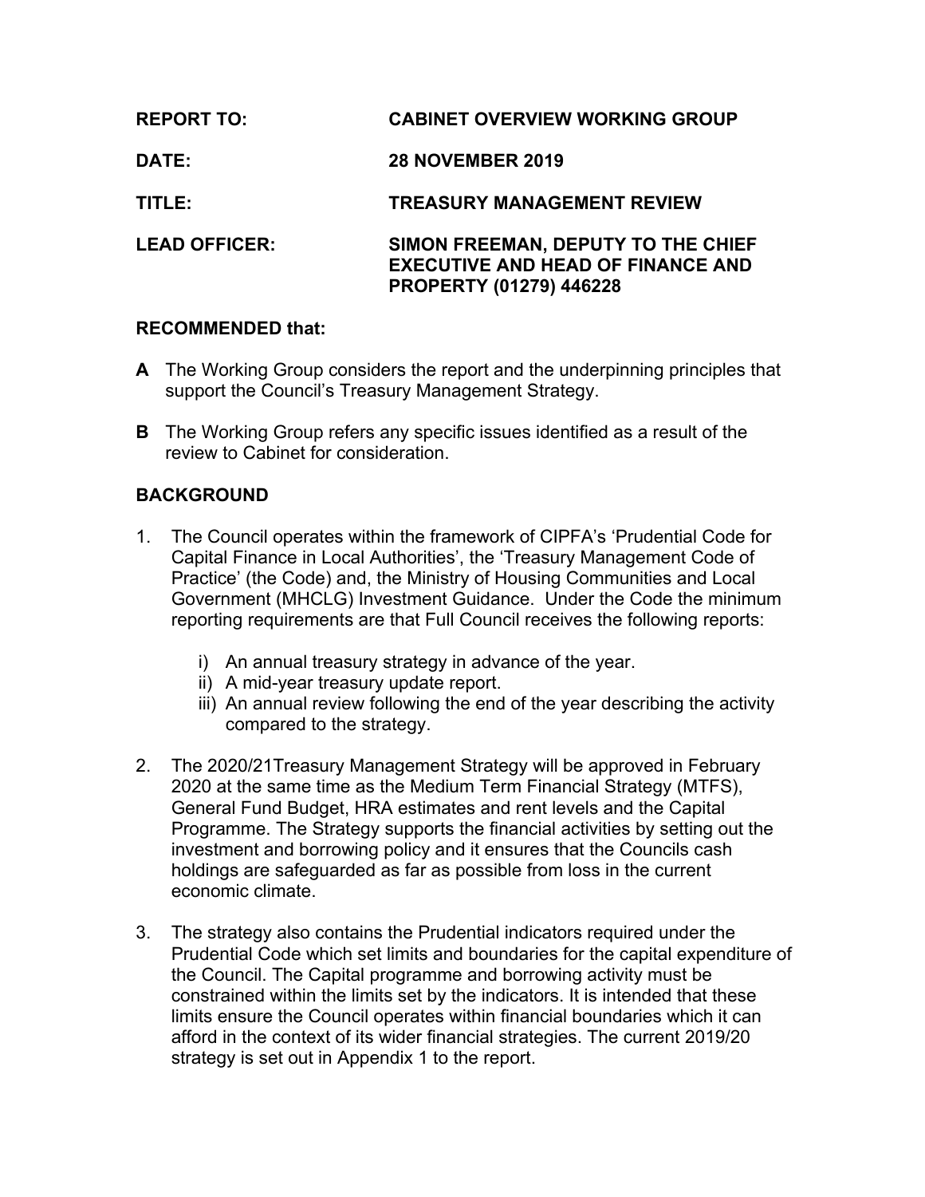**REPORT TO:** **CABINET OVERVIEW WORKING GROUP**

**DATE:** **28 NOVEMBER 2019**

**TITLE:** **TREASURY MANAGEMENT REVIEW**

**LEAD OFFICER:** **SIMON FREEMAN, DEPUTY TO THE CHIEF EXECUTIVE AND HEAD OF FINANCE AND PROPERTY (01279) 446228**

## RECOMMENDED that:

**A** The Working Group considers the report and the underpinning principles that support the Council's Treasury Management Strategy.

**B** The Working Group refers any specific issues identified as a result of the review to Cabinet for consideration.

## BACKGROUND

1. The Council operates within the framework of CIPFA's 'Prudential Code for Capital Finance in Local Authorities', the 'Treasury Management Code of Practice' (the Code) and, the Ministry of Housing Communities and Local Government (MHCLG) Investment Guidance. Under the Code the minimum reporting requirements are that Full Council receives the following reports:

   i) An annual treasury strategy in advance of the year.
   ii) A mid-year treasury update report.
   iii) An annual review following the end of the year describing the activity compared to the strategy.

2. The 2020/21Treasury Management Strategy will be approved in February 2020 at the same time as the Medium Term Financial Strategy (MTFS), General Fund Budget, HRA estimates and rent levels and the Capital Programme. The Strategy supports the financial activities by setting out the investment and borrowing policy and it ensures that the Councils cash holdings are safeguarded as far as possible from loss in the current economic climate.

3. The strategy also contains the Prudential indicators required under the Prudential Code which set limits and boundaries for the capital expenditure of the Council. The Capital programme and borrowing activity must be constrained within the limits set by the indicators. It is intended that these limits ensure the Council operates within financial boundaries which it can afford in the context of its wider financial strategies. The current 2019/20 strategy is set out in Appendix 1 to the report.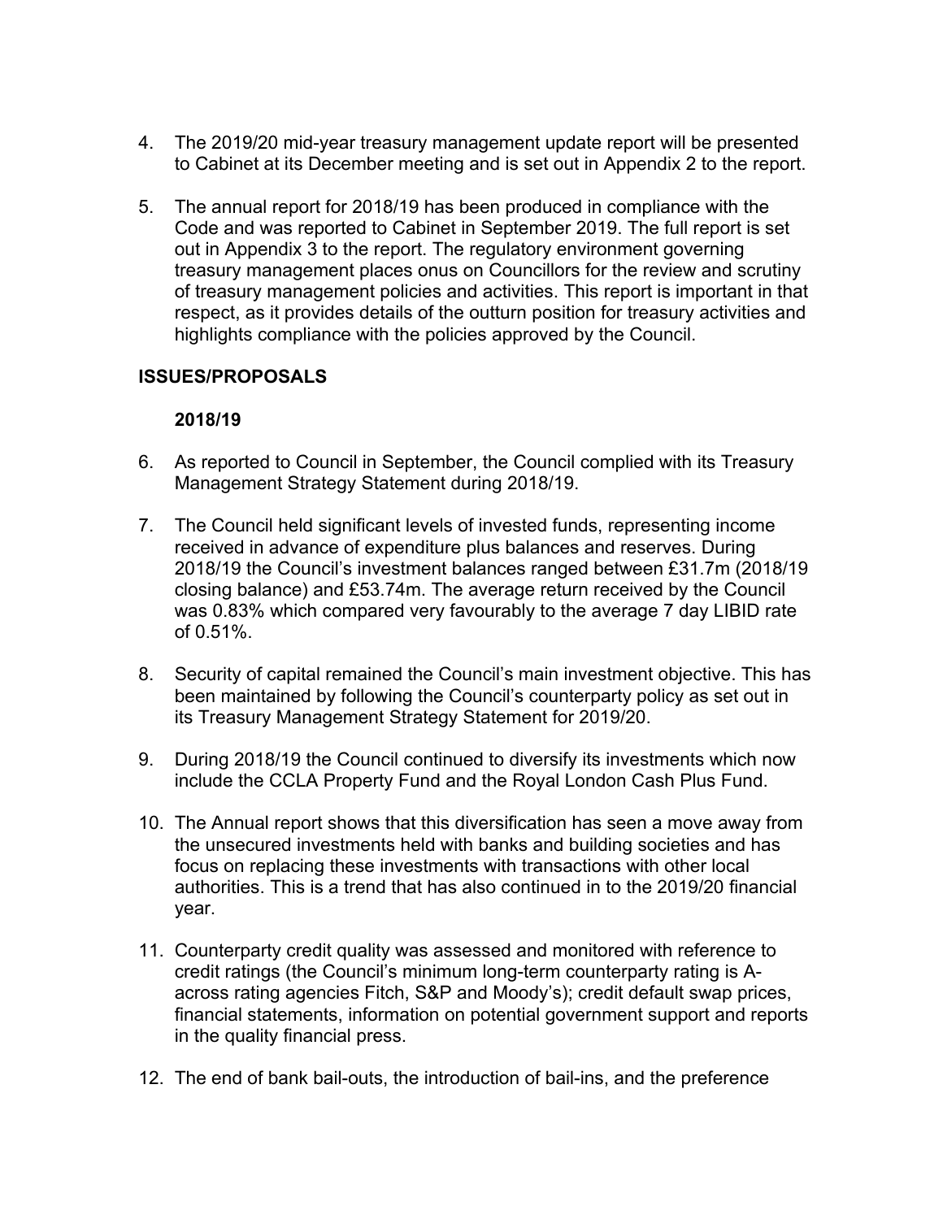4. The 2019/20 mid-year treasury management update report will be presented to Cabinet at its December meeting and is set out in Appendix 2 to the report.

5. The annual report for 2018/19 has been produced in compliance with the Code and was reported to Cabinet in September 2019. The full report is set out in Appendix 3 to the report. The regulatory environment governing treasury management places onus on Councillors for the review and scrutiny of treasury management policies and activities. This report is important in that respect, as it provides details of the outturn position for treasury activities and highlights compliance with the policies approved by the Council.

## ISSUES/PROPOSALS

### 2018/19

6. As reported to Council in September, the Council complied with its Treasury Management Strategy Statement during 2018/19.

7. The Council held significant levels of invested funds, representing income received in advance of expenditure plus balances and reserves. During 2018/19 the Council's investment balances ranged between £31.7m (2018/19 closing balance) and £53.74m. The average return received by the Council was 0.83% which compared very favourably to the average 7 day LIBID rate of 0.51%.

8. Security of capital remained the Council's main investment objective. This has been maintained by following the Council's counterparty policy as set out in its Treasury Management Strategy Statement for 2019/20.

9. During 2018/19 the Council continued to diversify its investments which now include the CCLA Property Fund and the Royal London Cash Plus Fund.

10. The Annual report shows that this diversification has seen a move away from the unsecured investments held with banks and building societies and has focus on replacing these investments with transactions with other local authorities. This is a trend that has also continued in to the 2019/20 financial year.

11. Counterparty credit quality was assessed and monitored with reference to credit ratings (the Council's minimum long-term counterparty rating is A- across rating agencies Fitch, S&P and Moody's); credit default swap prices, financial statements, information on potential government support and reports in the quality financial press.

12. The end of bank bail-outs, the introduction of bail-ins, and the preference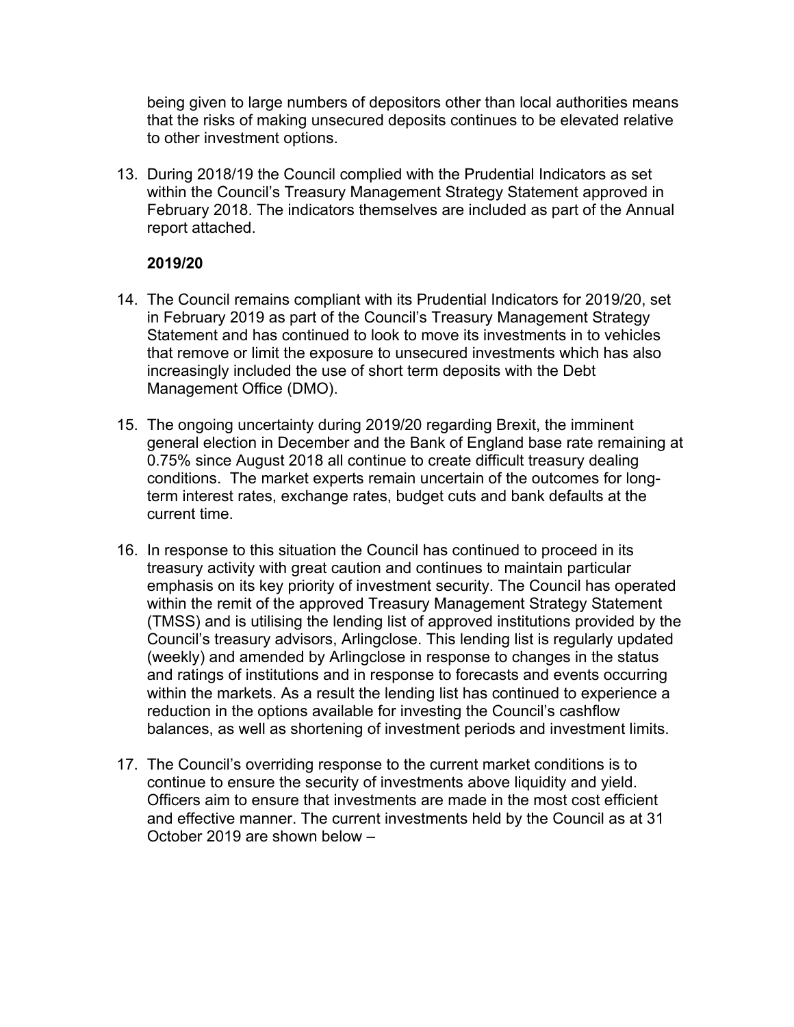being given to large numbers of depositors other than local authorities means that the risks of making unsecured deposits continues to be elevated relative to other investment options.

13. During 2018/19 the Council complied with the Prudential Indicators as set within the Council's Treasury Management Strategy Statement approved in February 2018. The indicators themselves are included as part of the Annual report attached.

**2019/20**

14. The Council remains compliant with its Prudential Indicators for 2019/20, set in February 2019 as part of the Council's Treasury Management Strategy Statement and has continued to look to move its investments in to vehicles that remove or limit the exposure to unsecured investments which has also increasingly included the use of short term deposits with the Debt Management Office (DMO).

15. The ongoing uncertainty during 2019/20 regarding Brexit, the imminent general election in December and the Bank of England base rate remaining at 0.75% since August 2018 all continue to create difficult treasury dealing conditions. The market experts remain uncertain of the outcomes for long-term interest rates, exchange rates, budget cuts and bank defaults at the current time.

16. In response to this situation the Council has continued to proceed in its treasury activity with great caution and continues to maintain particular emphasis on its key priority of investment security. The Council has operated within the remit of the approved Treasury Management Strategy Statement (TMSS) and is utilising the lending list of approved institutions provided by the Council's treasury advisors, Arlingclose. This lending list is regularly updated (weekly) and amended by Arlingclose in response to changes in the status and ratings of institutions and in response to forecasts and events occurring within the markets. As a result the lending list has continued to experience a reduction in the options available for investing the Council's cashflow balances, as well as shortening of investment periods and investment limits.

17. The Council's overriding response to the current market conditions is to continue to ensure the security of investments above liquidity and yield. Officers aim to ensure that investments are made in the most cost efficient and effective manner. The current investments held by the Council as at 31 October 2019 are shown below –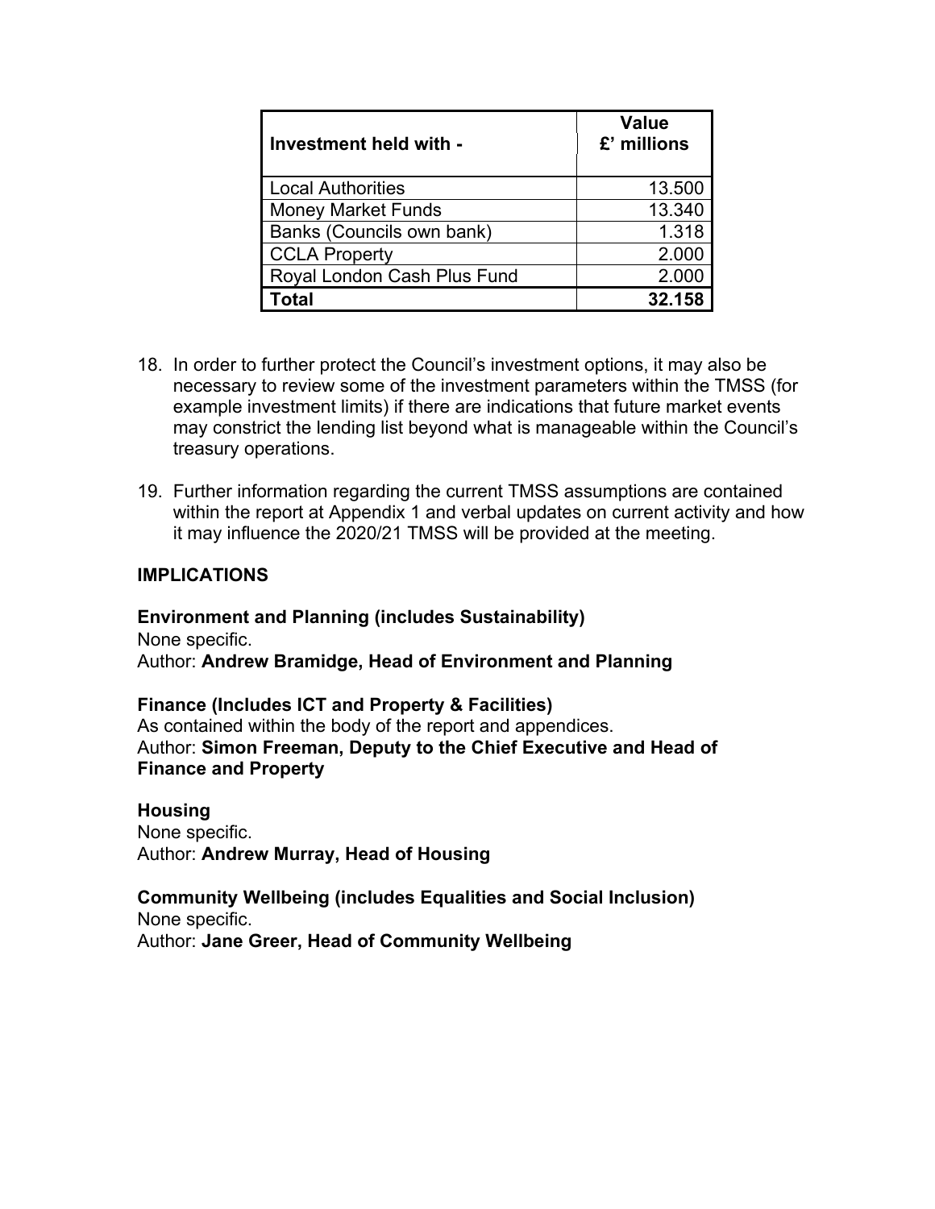| Investment held with - | Value £' millions |
|---|---|
| Local Authorities | 13.500 |
| Money Market Funds | 13.340 |
| Banks (Councils own bank) | 1.318 |
| CCLA Property | 2.000 |
| Royal London Cash Plus Fund | 2.000 |
| **Total** | **32.158** |

18. In order to further protect the Council's investment options, it may also be necessary to review some of the investment parameters within the TMSS (for example investment limits) if there are indications that future market events may constrict the lending list beyond what is manageable within the Council's treasury operations.

19. Further information regarding the current TMSS assumptions are contained within the report at Appendix 1 and verbal updates on current activity and how it may influence the 2020/21 TMSS will be provided at the meeting.

## IMPLICATIONS

**Environment and Planning (includes Sustainability)**
None specific.
Author: **Andrew Bramidge, Head of Environment and Planning**

**Finance (Includes ICT and Property & Facilities)**
As contained within the body of the report and appendices.
Author: **Simon Freeman, Deputy to the Chief Executive and Head of Finance and Property**

**Housing**
None specific.
Author: **Andrew Murray, Head of Housing**

**Community Wellbeing (includes Equalities and Social Inclusion)**
None specific.
Author: **Jane Greer, Head of Community Wellbeing**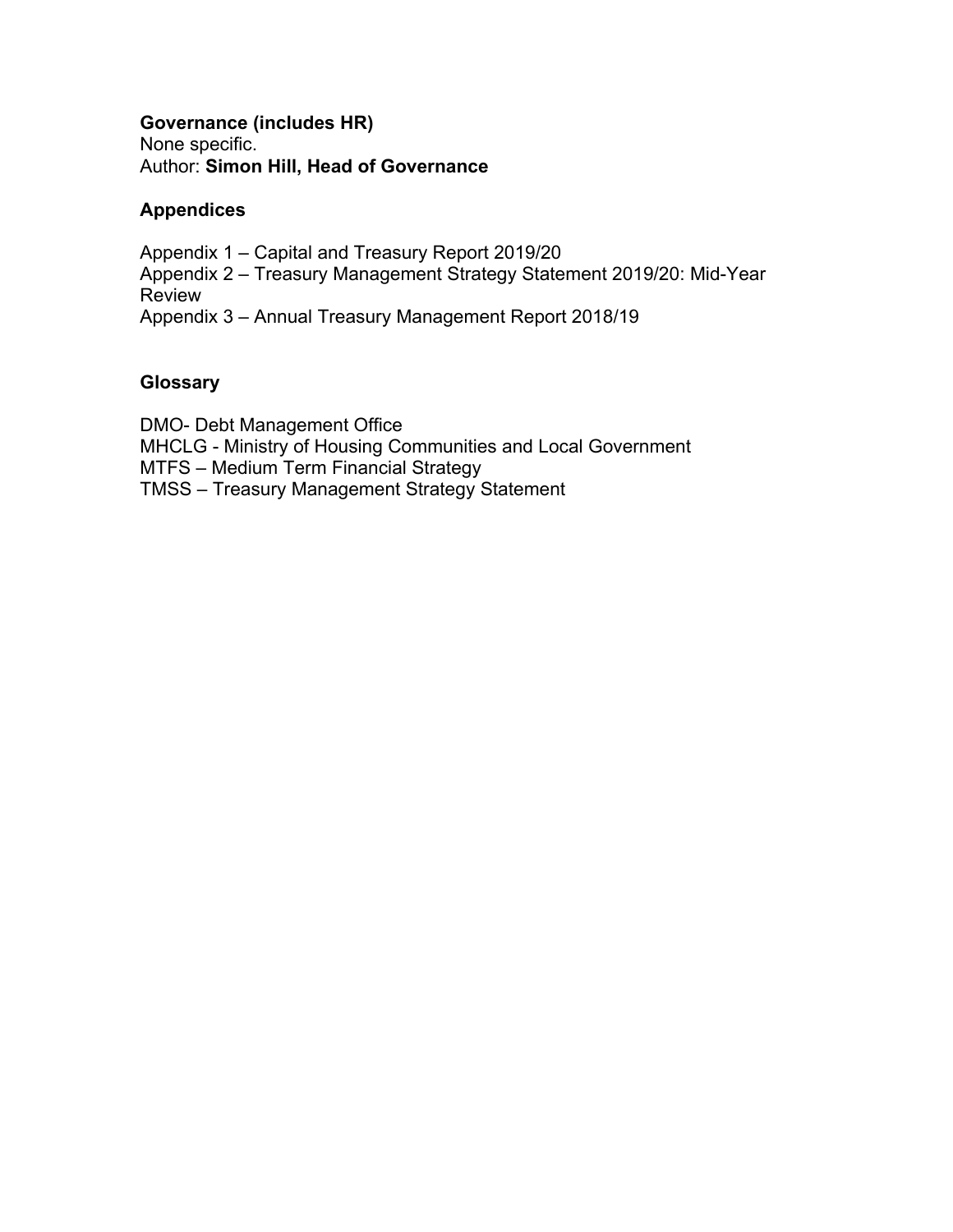**Governance (includes HR)**
None specific.
Author: **Simon Hill, Head of Governance**

## Appendices

Appendix 1 – Capital and Treasury Report 2019/20
Appendix 2 – Treasury Management Strategy Statement 2019/20: Mid-Year Review
Appendix 3 – Annual Treasury Management Report 2018/19

## Glossary

DMO- Debt Management Office
MHCLG - Ministry of Housing Communities and Local Government
MTFS – Medium Term Financial Strategy
TMSS – Treasury Management Strategy Statement